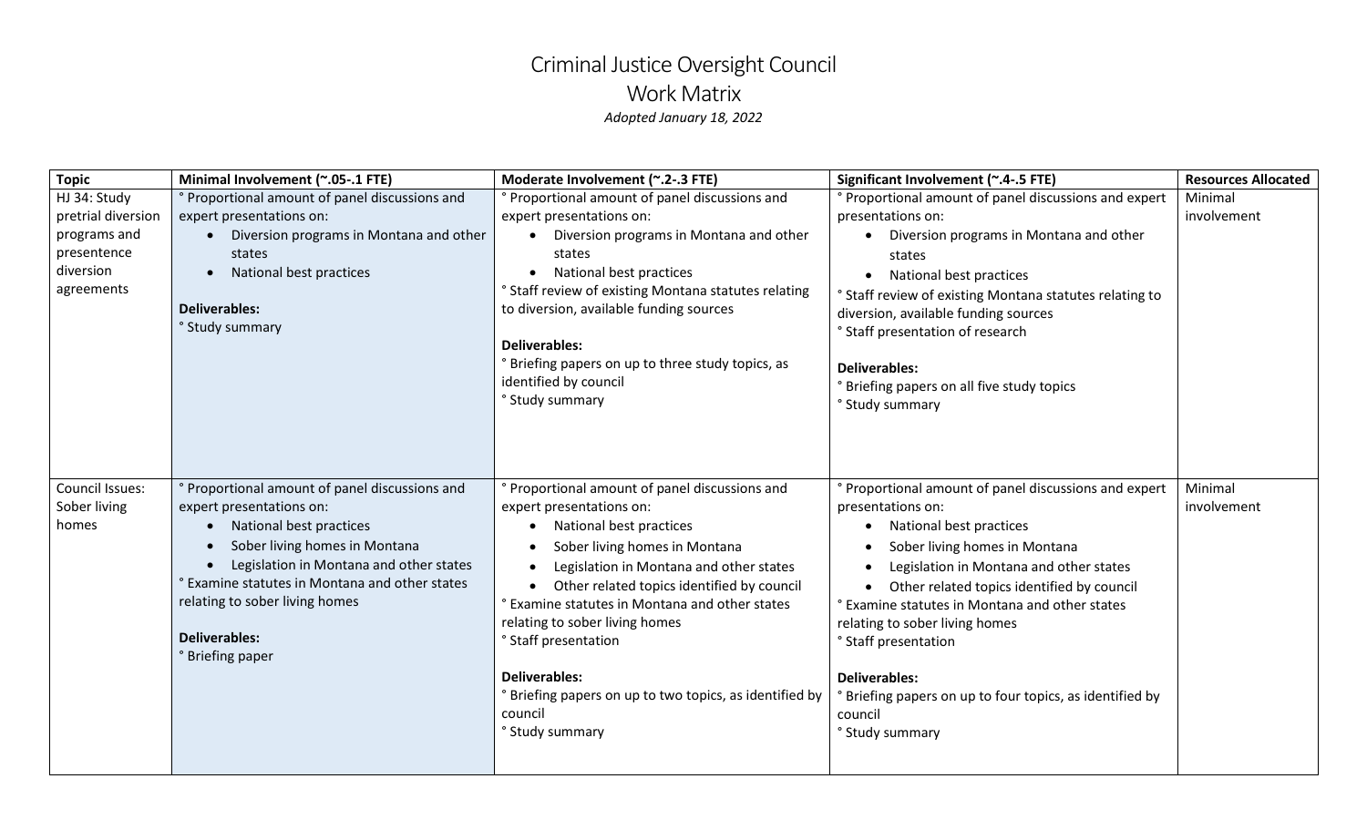# Criminal Justice Oversight Council

## Work Matrix

*Adopted January 18, 2022*

| Topic | Minimal Involvement (~.05-.1 FTE) | Moderate Involvement (~.2-.3 FTE) | Significant Involvement (~.4-.5 FTE) | Resources Allocated |
|---|---|---|---|---|
| HJ 34: Study pretrial diversion programs and presentence diversion agreements | ° Proportional amount of panel discussions and expert presentations on:<br>• Diversion programs in Montana and other states<br>• National best practices<br><br>**Deliverables:**<br>° Study summary | ° Proportional amount of panel discussions and expert presentations on:<br>• Diversion programs in Montana and other states<br>• National best practices<br>° Staff review of existing Montana statutes relating to diversion, available funding sources<br><br>**Deliverables:**<br>° Briefing papers on up to three study topics, as identified by council<br>° Study summary | ° Proportional amount of panel discussions and expert presentations on:<br>• Diversion programs in Montana and other states<br>• National best practices<br>° Staff review of existing Montana statutes relating to diversion, available funding sources<br>° Staff presentation of research<br><br>**Deliverables:**<br>° Briefing papers on all five study topics<br>° Study summary | Minimal involvement |
| Council Issues: Sober living homes | ° Proportional amount of panel discussions and expert presentations on:<br>• National best practices<br>• Sober living homes in Montana<br>• Legislation in Montana and other states<br>° Examine statutes in Montana and other states relating to sober living homes<br><br>**Deliverables:**<br>° Briefing paper | ° Proportional amount of panel discussions and expert presentations on:<br>• National best practices<br>• Sober living homes in Montana<br>• Legislation in Montana and other states<br>• Other related topics identified by council<br>° Examine statutes in Montana and other states relating to sober living homes<br>° Staff presentation<br><br>**Deliverables:**<br>° Briefing papers on up to two topics, as identified by council<br>° Study summary | ° Proportional amount of panel discussions and expert presentations on:<br>• National best practices<br>• Sober living homes in Montana<br>• Legislation in Montana and other states<br>• Other related topics identified by council<br>° Examine statutes in Montana and other states relating to sober living homes<br>° Staff presentation<br><br>**Deliverables:**<br>° Briefing papers on up to four topics, as identified by council<br>° Study summary | Minimal involvement |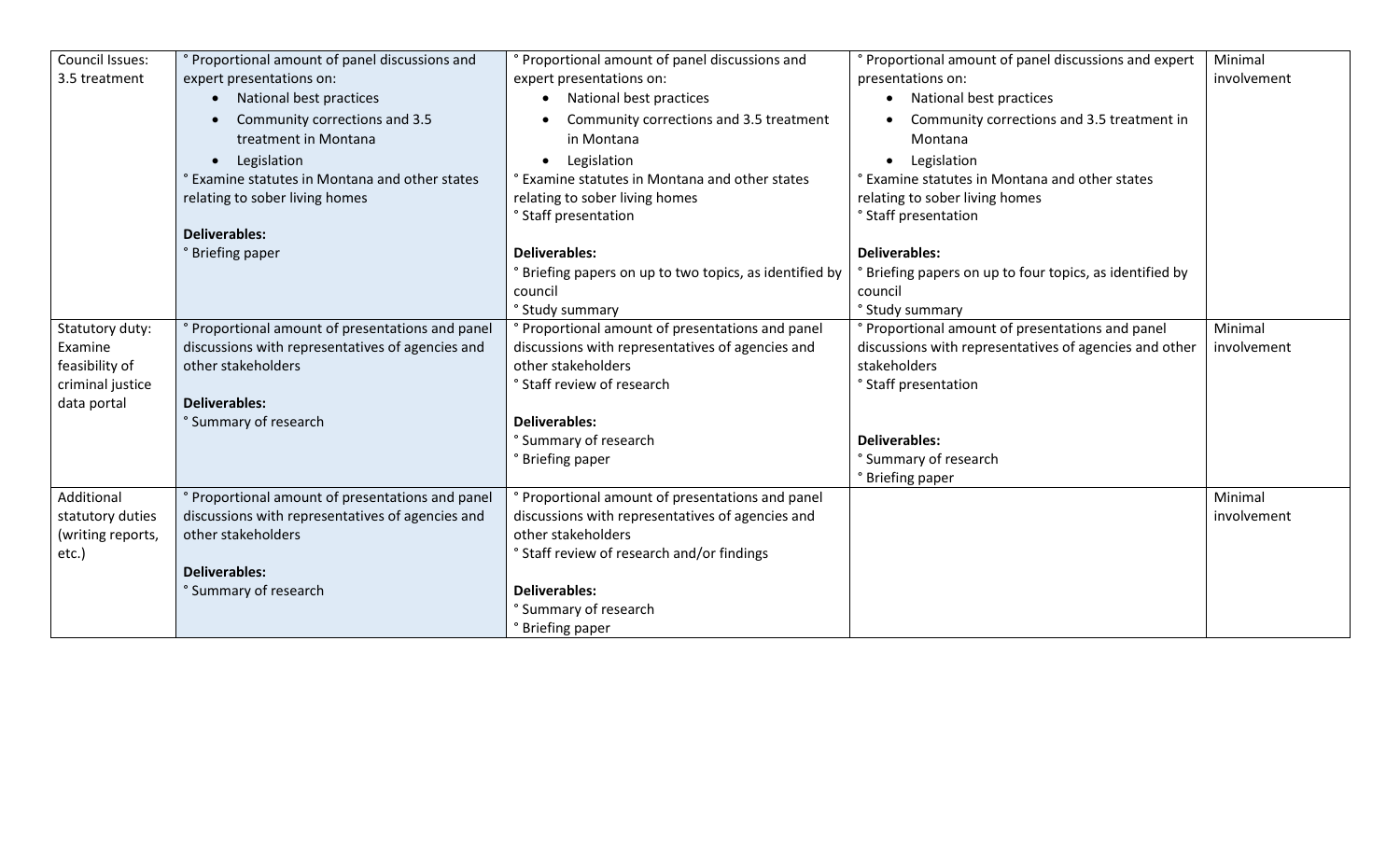| | | | | |
|---|---|---|---|---|
| Council Issues: 3.5 treatment | ° Proportional amount of panel discussions and expert presentations on:<br>• National best practices<br>• Community corrections and 3.5 treatment in Montana<br>• Legislation<br>° Examine statutes in Montana and other states relating to sober living homes<br><br>**Deliverables:**<br>° Briefing paper | ° Proportional amount of panel discussions and expert presentations on:<br>• National best practices<br>• Community corrections and 3.5 treatment in Montana<br>• Legislation<br>° Examine statutes in Montana and other states relating to sober living homes<br>° Staff presentation<br><br>**Deliverables:**<br>° Briefing papers on up to two topics, as identified by council<br>° Study summary | ° Proportional amount of panel discussions and expert presentations on:<br>• National best practices<br>• Community corrections and 3.5 treatment in Montana<br>• Legislation<br>° Examine statutes in Montana and other states relating to sober living homes<br>° Staff presentation<br><br>**Deliverables:**<br>° Briefing papers on up to four topics, as identified by council<br>° Study summary | Minimal involvement |
| Statutory duty: Examine feasibility of criminal justice data portal | ° Proportional amount of presentations and panel discussions with representatives of agencies and other stakeholders<br><br>**Deliverables:**<br>° Summary of research | ° Proportional amount of presentations and panel discussions with representatives of agencies and other stakeholders<br>° Staff review of research<br><br>**Deliverables:**<br>° Summary of research<br>° Briefing paper | ° Proportional amount of presentations and panel discussions with representatives of agencies and other stakeholders<br>° Staff presentation<br><br>**Deliverables:**<br>° Summary of research<br>° Briefing paper | Minimal involvement |
| Additional statutory duties (writing reports, etc.) | ° Proportional amount of presentations and panel discussions with representatives of agencies and other stakeholders<br><br>**Deliverables:**<br>° Summary of research | ° Proportional amount of presentations and panel discussions with representatives of agencies and other stakeholders<br>° Staff review of research and/or findings<br><br>**Deliverables:**<br>° Summary of research<br>° Briefing paper | | Minimal involvement |